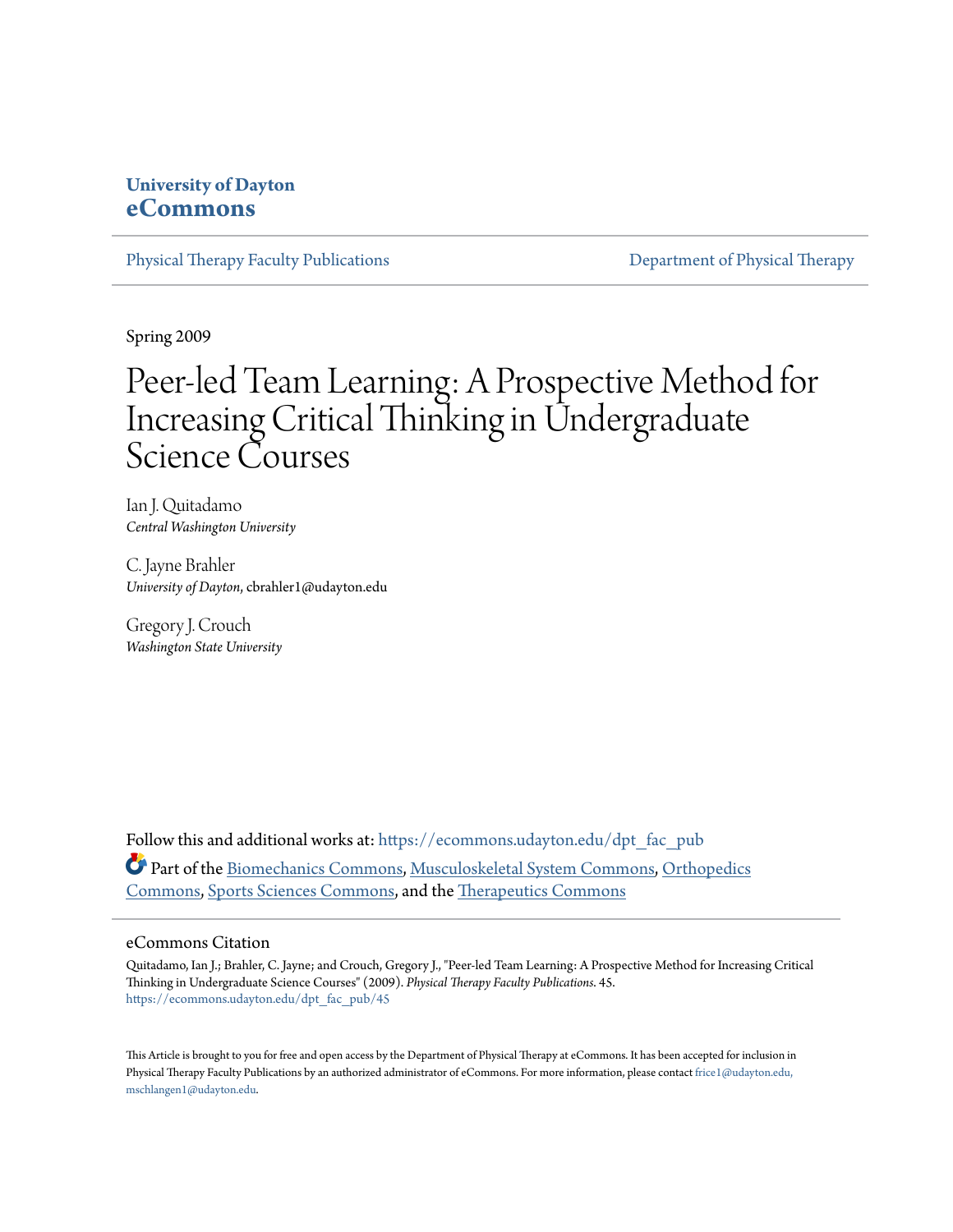University of Dayton
**eCommons**

Physical Therapy Faculty Publications | Department of Physical Therapy

Spring 2009

# Peer-led Team Learning: A Prospective Method for Increasing Critical Thinking in Undergraduate Science Courses

Ian J. Quitadamo
*Central Washington University*

C. Jayne Brahler
*University of Dayton*, cbrahler1@udayton.edu

Gregory J. Crouch
*Washington State University*

Follow this and additional works at: https://ecommons.udayton.edu/dpt_fac_pub

Part of the Biomechanics Commons, Musculoskeletal System Commons, Orthopedics Commons, Sports Sciences Commons, and the Therapeutics Commons

## eCommons Citation

Quitadamo, Ian J.; Brahler, C. Jayne; and Crouch, Gregory J., "Peer-led Team Learning: A Prospective Method for Increasing Critical Thinking in Undergraduate Science Courses" (2009). *Physical Therapy Faculty Publications*. 45.
https://ecommons.udayton.edu/dpt_fac_pub/45

This Article is brought to you for free and open access by the Department of Physical Therapy at eCommons. It has been accepted for inclusion in Physical Therapy Faculty Publications by an authorized administrator of eCommons. For more information, please contact frice1@udayton.edu, mschlangen1@udayton.edu.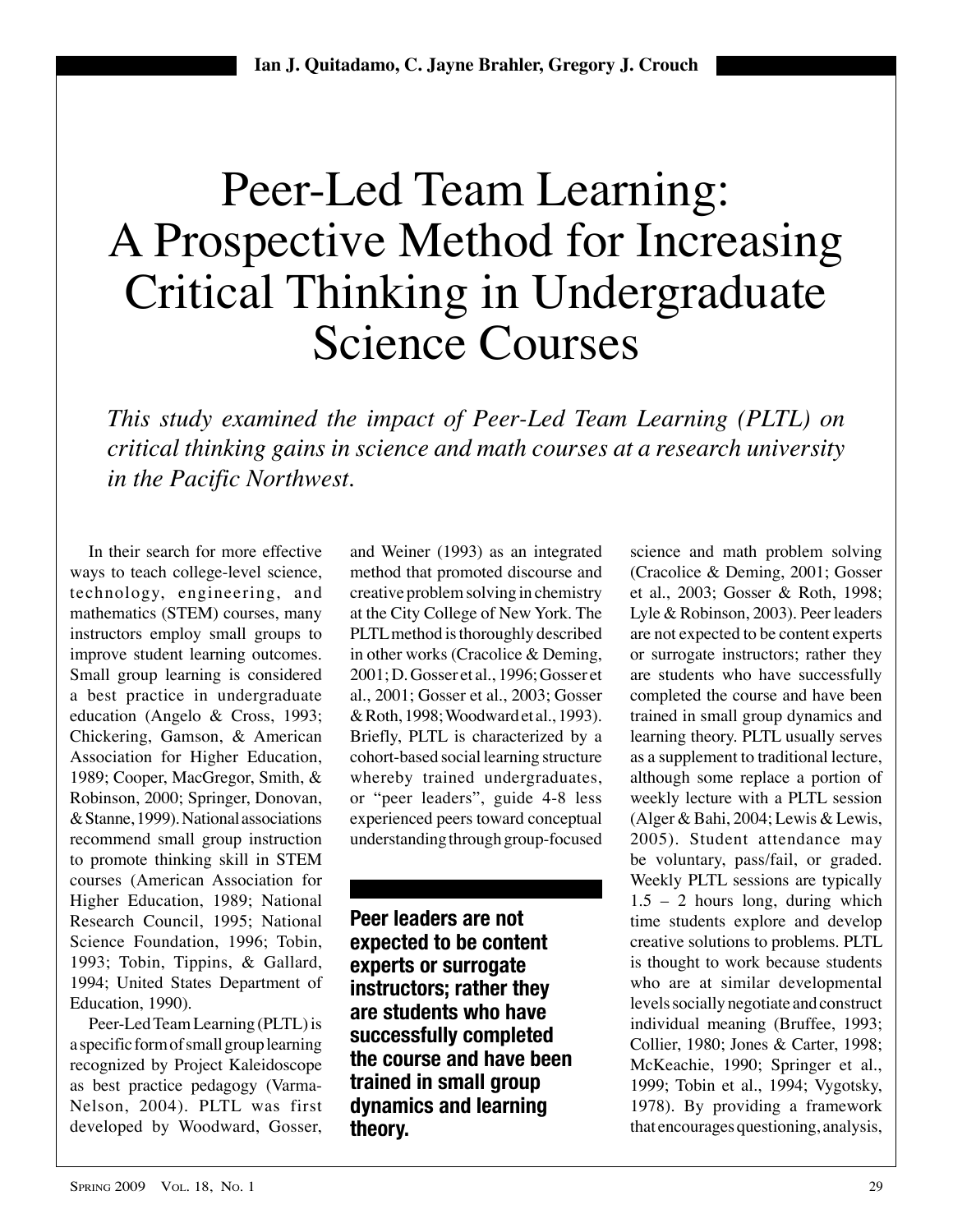Ian J. Quitadamo, C. Jayne Brahler, Gregory J. Crouch

# Peer-Led Team Learning: A Prospective Method for Increasing Critical Thinking in Undergraduate Science Courses

*This study examined the impact of Peer-Led Team Learning (PLTL) on critical thinking gains in science and math courses at a research university in the Pacific Northwest.*

In their search for more effective ways to teach college-level science, technology, engineering, and mathematics (STEM) courses, many instructors employ small groups to improve student learning outcomes. Small group learning is considered a best practice in undergraduate education (Angelo & Cross, 1993; Chickering, Gamson, & American Association for Higher Education, 1989; Cooper, MacGregor, Smith, & Robinson, 2000; Springer, Donovan, & Stanne, 1999). National associations recommend small group instruction to promote thinking skill in STEM courses (American Association for Higher Education, 1989; National Research Council, 1995; National Science Foundation, 1996; Tobin, 1993; Tobin, Tippins, & Gallard, 1994; United States Department of Education, 1990).

Peer-Led Team Learning (PLTL) is a specific form of small group learning recognized by Project Kaleidoscope as best practice pedagogy (Varma-Nelson, 2004). PLTL was first developed by Woodward, Gosser, and Weiner (1993) as an integrated method that promoted discourse and creative problem solving in chemistry at the City College of New York. The PLTL method is thoroughly described in other works (Cracolice & Deming, 2001; D. Gosser et al., 1996; Gosser et al., 2001; Gosser et al., 2003; Gosser & Roth, 1998; Woodward et al., 1993). Briefly, PLTL is characterized by a cohort-based social learning structure whereby trained undergraduates, or "peer leaders", guide 4-8 less experienced peers toward conceptual understanding through group-focused science and math problem solving (Cracolice & Deming, 2001; Gosser et al., 2003; Gosser & Roth, 1998; Lyle & Robinson, 2003). Peer leaders are not expected to be content experts or surrogate instructors; rather they are students who have successfully completed the course and have been trained in small group dynamics and learning theory. PLTL usually serves as a supplement to traditional lecture, although some replace a portion of weekly lecture with a PLTL session (Alger & Bahi, 2004; Lewis & Lewis, 2005). Student attendance may be voluntary, pass/fail, or graded. Weekly PLTL sessions are typically 1.5 – 2 hours long, during which time students explore and develop creative solutions to problems. PLTL is thought to work because students who are at similar developmental levels socially negotiate and construct individual meaning (Bruffee, 1993; Collier, 1980; Jones & Carter, 1998; McKeachie, 1990; Springer et al., 1999; Tobin et al., 1994; Vygotsky, 1978). By providing a framework that encourages questioning, analysis,

**Peer leaders are not expected to be content experts or surrogate instructors; rather they are students who have successfully completed the course and have been trained in small group dynamics and learning theory.**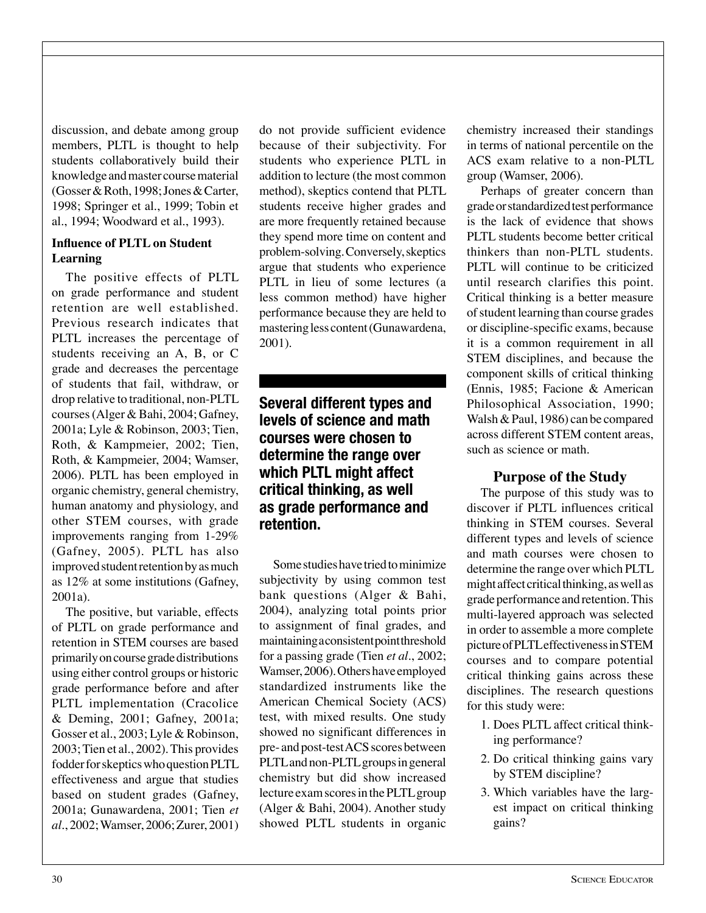discussion, and debate among group members, PLTL is thought to help students collaboratively build their knowledge and master course material (Gosser & Roth, 1998; Jones & Carter, 1998; Springer et al., 1999; Tobin et al., 1994; Woodward et al., 1993).

### Influence of PLTL on Student Learning

The positive effects of PLTL on grade performance and student retention are well established. Previous research indicates that PLTL increases the percentage of students receiving an A, B, or C grade and decreases the percentage of students that fail, withdraw, or drop relative to traditional, non-PLTL courses (Alger & Bahi, 2004; Gafney, 2001a; Lyle & Robinson, 2003; Tien, Roth, & Kampmeier, 2002; Tien, Roth, & Kampmeier, 2004; Wamser, 2006). PLTL has been employed in organic chemistry, general chemistry, human anatomy and physiology, and other STEM courses, with grade improvements ranging from 1-29% (Gafney, 2005). PLTL has also improved student retention by as much as 12% at some institutions (Gafney, 2001a).

The positive, but variable, effects of PLTL on grade performance and retention in STEM courses are based primarily on course grade distributions using either control groups or historic grade performance before and after PLTL implementation (Cracolice & Deming, 2001; Gafney, 2001a; Gosser et al., 2003; Lyle & Robinson, 2003; Tien et al., 2002). This provides fodder for skeptics who question PLTL effectiveness and argue that studies based on student grades (Gafney, 2001a; Gunawardena, 2001; Tien *et al.*, 2002; Wamser, 2006; Zurer, 2001) do not provide sufficient evidence because of their subjectivity. For students who experience PLTL in addition to lecture (the most common method), skeptics contend that PLTL students receive higher grades and are more frequently retained because they spend more time on content and problem-solving. Conversely, skeptics argue that students who experience PLTL in lieu of some lectures (a less common method) have higher performance because they are held to mastering less content (Gunawardena, 2001).

**Several different types and levels of science and math courses were chosen to determine the range over which PLTL might affect critical thinking, as well as grade performance and retention.**

Some studies have tried to minimize subjectivity by using common test bank questions (Alger & Bahi, 2004), analyzing total points prior to assignment of final grades, and maintaining a consistent point threshold for a passing grade (Tien *et al.*, 2002; Wamser, 2006). Others have employed standardized instruments like the American Chemical Society (ACS) test, with mixed results. One study showed no significant differences in pre- and post-test ACS scores between PLTL and non-PLTL groups in general chemistry but did show increased lecture exam scores in the PLTL group (Alger & Bahi, 2004). Another study showed PLTL students in organic chemistry increased their standings in terms of national percentile on the ACS exam relative to a non-PLTL group (Wamser, 2006).

Perhaps of greater concern than grade or standardized test performance is the lack of evidence that shows PLTL students become better critical thinkers than non-PLTL students. PLTL will continue to be criticized until research clarifies this point. Critical thinking is a better measure of student learning than course grades or discipline-specific exams, because it is a common requirement in all STEM disciplines, and because the component skills of critical thinking (Ennis, 1985; Facione & American Philosophical Association, 1990; Walsh & Paul, 1986) can be compared across different STEM content areas, such as science or math.

## Purpose of the Study

The purpose of this study was to discover if PLTL influences critical thinking in STEM courses. Several different types and levels of science and math courses were chosen to determine the range over which PLTL might affect critical thinking, as well as grade performance and retention. This multi-layered approach was selected in order to assemble a more complete picture of PLTL effectiveness in STEM courses and to compare potential critical thinking gains across these disciplines. The research questions for this study were:

1. Does PLTL affect critical thinking performance?
2. Do critical thinking gains vary by STEM discipline?
3. Which variables have the largest impact on critical thinking gains?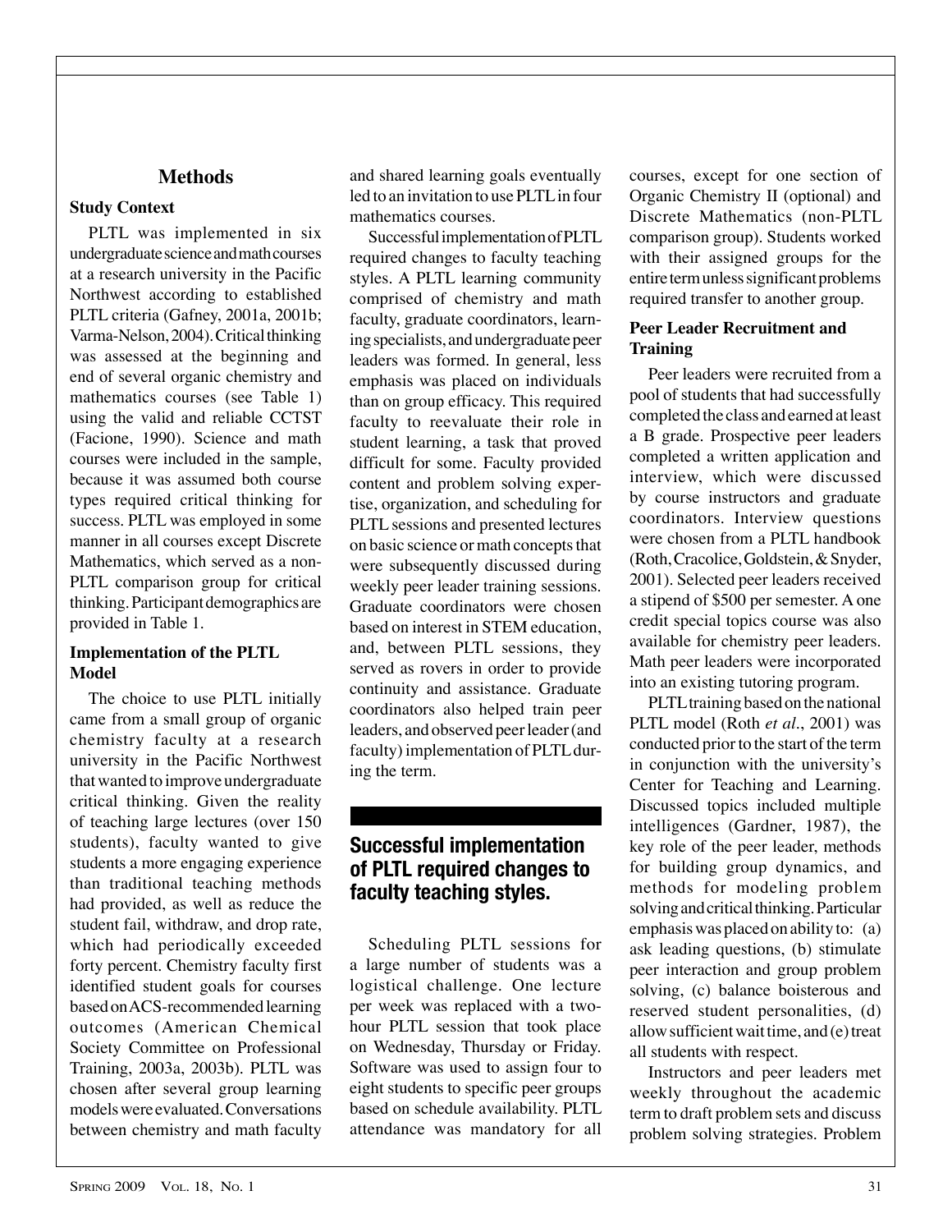## Methods

### Study Context

PLTL was implemented in six undergraduate science and math courses at a research university in the Pacific Northwest according to established PLTL criteria (Gafney, 2001a, 2001b; Varma-Nelson, 2004). Critical thinking was assessed at the beginning and end of several organic chemistry and mathematics courses (see Table 1) using the valid and reliable CCTST (Facione, 1990). Science and math courses were included in the sample, because it was assumed both course types required critical thinking for success. PLTL was employed in some manner in all courses except Discrete Mathematics, which served as a non-PLTL comparison group for critical thinking. Participant demographics are provided in Table 1.

### Implementation of the PLTL Model

The choice to use PLTL initially came from a small group of organic chemistry faculty at a research university in the Pacific Northwest that wanted to improve undergraduate critical thinking. Given the reality of teaching large lectures (over 150 students), faculty wanted to give students a more engaging experience than traditional teaching methods had provided, as well as reduce the student fail, withdraw, and drop rate, which had periodically exceeded forty percent. Chemistry faculty first identified student goals for courses based on ACS-recommended learning outcomes (American Chemical Society Committee on Professional Training, 2003a, 2003b). PLTL was chosen after several group learning models were evaluated. Conversations between chemistry and math faculty and shared learning goals eventually led to an invitation to use PLTL in four mathematics courses.

Successful implementation of PLTL required changes to faculty teaching styles. A PLTL learning community comprised of chemistry and math faculty, graduate coordinators, learning specialists, and undergraduate peer leaders was formed. In general, less emphasis was placed on individuals than on group efficacy. This required faculty to reevaluate their role in student learning, a task that proved difficult for some. Faculty provided content and problem solving expertise, organization, and scheduling for PLTL sessions and presented lectures on basic science or math concepts that were subsequently discussed during weekly peer leader training sessions. Graduate coordinators were chosen based on interest in STEM education, and, between PLTL sessions, they served as rovers in order to provide continuity and assistance. Graduate coordinators also helped train peer leaders, and observed peer leader (and faculty) implementation of PLTL during the term.

**Successful implementation of PLTL required changes to faculty teaching styles.**

Scheduling PLTL sessions for a large number of students was a logistical challenge. One lecture per week was replaced with a two-hour PLTL session that took place on Wednesday, Thursday or Friday. Software was used to assign four to eight students to specific peer groups based on schedule availability. PLTL attendance was mandatory for all courses, except for one section of Organic Chemistry II (optional) and Discrete Mathematics (non-PLTL comparison group). Students worked with their assigned groups for the entire term unless significant problems required transfer to another group.

### Peer Leader Recruitment and Training

Peer leaders were recruited from a pool of students that had successfully completed the class and earned at least a B grade. Prospective peer leaders completed a written application and interview, which were discussed by course instructors and graduate coordinators. Interview questions were chosen from a PLTL handbook (Roth, Cracolice, Goldstein, & Snyder, 2001). Selected peer leaders received a stipend of $500 per semester. A one credit special topics course was also available for chemistry peer leaders. Math peer leaders were incorporated into an existing tutoring program.

PLTL training based on the national PLTL model (Roth *et al.*, 2001) was conducted prior to the start of the term in conjunction with the university's Center for Teaching and Learning. Discussed topics included multiple intelligences (Gardner, 1987), the key role of the peer leader, methods for building group dynamics, and methods for modeling problem solving and critical thinking. Particular emphasis was placed on ability to: (a) ask leading questions, (b) stimulate peer interaction and group problem solving, (c) balance boisterous and reserved student personalities, (d) allow sufficient wait time, and (e) treat all students with respect.

Instructors and peer leaders met weekly throughout the academic term to draft problem sets and discuss problem solving strategies. Problem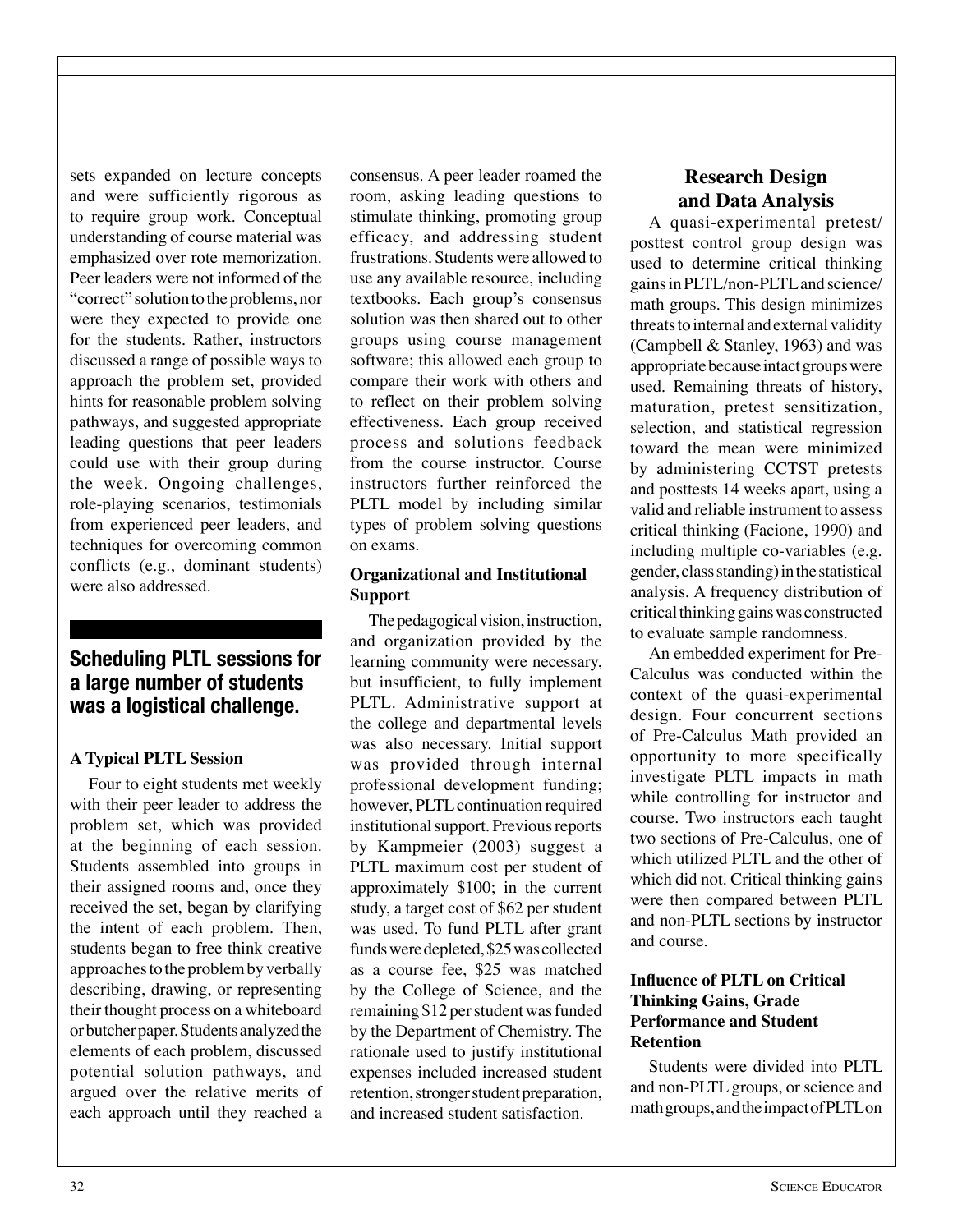sets expanded on lecture concepts and were sufficiently rigorous as to require group work. Conceptual understanding of course material was emphasized over rote memorization. Peer leaders were not informed of the "correct" solution to the problems, nor were they expected to provide one for the students. Rather, instructors discussed a range of possible ways to approach the problem set, provided hints for reasonable problem solving pathways, and suggested appropriate leading questions that peer leaders could use with their group during the week. Ongoing challenges, role-playing scenarios, testimonials from experienced peer leaders, and techniques for overcoming common conflicts (e.g., dominant students) were also addressed.

**Scheduling PLTL sessions for a large number of students was a logistical challenge.**

### A Typical PLTL Session

Four to eight students met weekly with their peer leader to address the problem set, which was provided at the beginning of each session. Students assembled into groups in their assigned rooms and, once they received the set, began by clarifying the intent of each problem. Then, students began to free think creative approaches to the problem by verbally describing, drawing, or representing their thought process on a whiteboard or butcher paper. Students analyzed the elements of each problem, discussed potential solution pathways, and argued over the relative merits of each approach until they reached a consensus. A peer leader roamed the room, asking leading questions to stimulate thinking, promoting group efficacy, and addressing student frustrations. Students were allowed to use any available resource, including textbooks. Each group's consensus solution was then shared out to other groups using course management software; this allowed each group to compare their work with others and to reflect on their problem solving effectiveness. Each group received process and solutions feedback from the course instructor. Course instructors further reinforced the PLTL model by including similar types of problem solving questions on exams.

### Organizational and Institutional Support

The pedagogical vision, instruction, and organization provided by the learning community were necessary, but insufficient, to fully implement PLTL. Administrative support at the college and departmental levels was also necessary. Initial support was provided through internal professional development funding; however, PLTL continuation required institutional support. Previous reports by Kampmeier (2003) suggest a PLTL maximum cost per student of approximately $100; in the current study, a target cost of $62 per student was used. To fund PLTL after grant funds were depleted, $25 was collected as a course fee, $25 was matched by the College of Science, and the remaining $12 per student was funded by the Department of Chemistry. The rationale used to justify institutional expenses included increased student retention, stronger student preparation, and increased student satisfaction.

## Research Design and Data Analysis

A quasi-experimental pretest/posttest control group design was used to determine critical thinking gains in PLTL/non-PLTL and science/math groups. This design minimizes threats to internal and external validity (Campbell & Stanley, 1963) and was appropriate because intact groups were used. Remaining threats of history, maturation, pretest sensitization, selection, and statistical regression toward the mean were minimized by administering CCTST pretests and posttests 14 weeks apart, using a valid and reliable instrument to assess critical thinking (Facione, 1990) and including multiple co-variables (e.g. gender, class standing) in the statistical analysis. A frequency distribution of critical thinking gains was constructed to evaluate sample randomness.

An embedded experiment for Pre-Calculus was conducted within the context of the quasi-experimental design. Four concurrent sections of Pre-Calculus Math provided an opportunity to more specifically investigate PLTL impacts in math while controlling for instructor and course. Two instructors each taught two sections of Pre-Calculus, one of which utilized PLTL and the other of which did not. Critical thinking gains were then compared between PLTL and non-PLTL sections by instructor and course.

### Influence of PLTL on Critical Thinking Gains, Grade Performance and Student Retention

Students were divided into PLTL and non-PLTL groups, or science and math groups, and the impact of PLTL on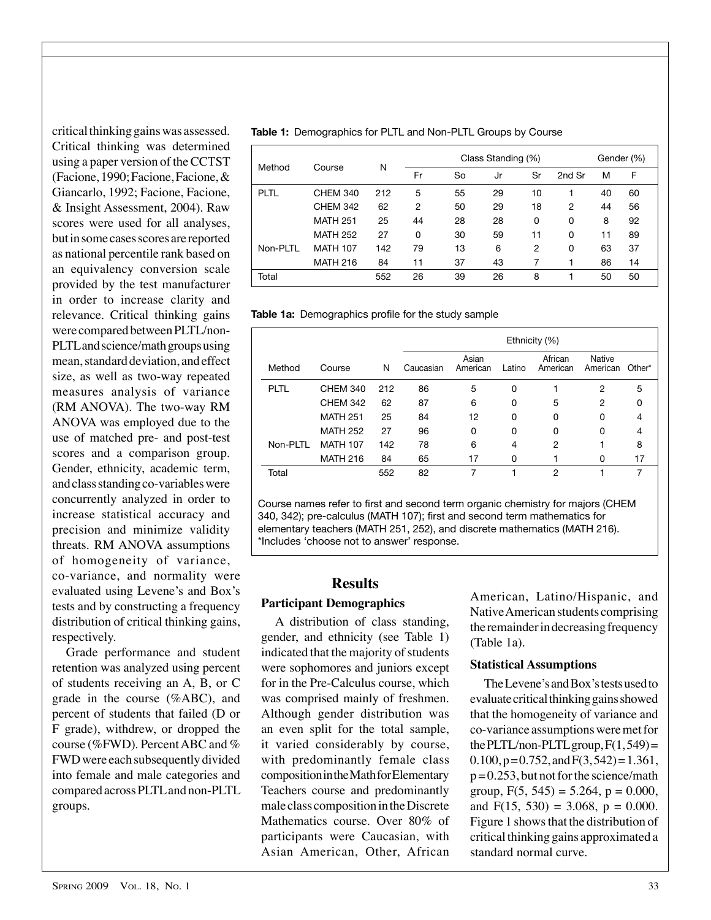critical thinking gains was assessed. Critical thinking was determined using a paper version of the CCTST (Facione, 1990; Facione, Facione, & Giancarlo, 1992; Facione, Facione, & Insight Assessment, 2004). Raw scores were used for all analyses, but in some cases scores are reported as national percentile rank based on an equivalency conversion scale provided by the test manufacturer in order to increase clarity and relevance. Critical thinking gains were compared between PLTL/non-PLTL and science/math groups using mean, standard deviation, and effect size, as well as two-way repeated measures analysis of variance (RM ANOVA). The two-way RM ANOVA was employed due to the use of matched pre- and post-test scores and a comparison group. Gender, ethnicity, academic term, and class standing co-variables were concurrently analyzed in order to increase statistical accuracy and precision and minimize validity threats. RM ANOVA assumptions of homogeneity of variance, co-variance, and normality were evaluated using Levene's and Box's tests and by constructing a frequency distribution of critical thinking gains, respectively.

Grade performance and student retention was analyzed using percent of students receiving an A, B, or C grade in the course (%ABC), and percent of students that failed (D or F grade), withdrew, or dropped the course (%FWD). Percent ABC and %FWD were each subsequently divided into female and male categories and compared across PLTL and non-PLTL groups.

**Table 1:** Demographics for PLTL and Non-PLTL Groups by Course

| Method | Course | N | Class Standing (%) | | | | | Gender (%) | |
|---|---|---|---|---|---|---|---|---|---|
| | | | Fr | So | Jr | Sr | 2nd Sr | M | F |
| PLTL | CHEM 340 | 212 | 5 | 55 | 29 | 10 | 1 | 40 | 60 |
| | CHEM 342 | 62 | 2 | 50 | 29 | 18 | 2 | 44 | 56 |
| | MATH 251 | 25 | 44 | 28 | 28 | 0 | 0 | 8 | 92 |
| | MATH 252 | 27 | 0 | 30 | 59 | 11 | 0 | 11 | 89 |
| Non-PLTL | MATH 107 | 142 | 79 | 13 | 6 | 2 | 0 | 63 | 37 |
| | MATH 216 | 84 | 11 | 37 | 43 | 7 | 1 | 86 | 14 |
| Total | | 552 | 26 | 39 | 26 | 8 | 1 | 50 | 50 |

**Table 1a:** Demographics profile for the study sample

| Method | Course | N | Ethnicity (%) | | | | | |
|---|---|---|---|---|---|---|---|---|
| | | | Caucasian | Asian American | Latino | African American | Native American | Other* |
| PLTL | CHEM 340 | 212 | 86 | 5 | 0 | 1 | 2 | 5 |
| | CHEM 342 | 62 | 87 | 6 | 0 | 5 | 2 | 0 |
| | MATH 251 | 25 | 84 | 12 | 0 | 0 | 0 | 4 |
| | MATH 252 | 27 | 96 | 0 | 0 | 0 | 0 | 4 |
| Non-PLTL | MATH 107 | 142 | 78 | 6 | 4 | 2 | 1 | 8 |
| | MATH 216 | 84 | 65 | 17 | 0 | 1 | 0 | 17 |
| Total | | 552 | 82 | 7 | 1 | 2 | 1 | 7 |

Course names refer to first and second term organic chemistry for majors (CHEM 340, 342); pre-calculus (MATH 107); first and second term mathematics for elementary teachers (MATH 251, 252), and discrete mathematics (MATH 216).
*Includes 'choose not to answer' response.

## Results

### Participant Demographics

A distribution of class standing, gender, and ethnicity (see Table 1) indicated that the majority of students were sophomores and juniors except for in the Pre-Calculus course, which was comprised mainly of freshmen. Although gender distribution was an even split for the total sample, it varied considerably by course, with predominantly female class composition in the Math for Elementary Teachers course and predominantly male class composition in the Discrete Mathematics course. Over 80% of participants were Caucasian, with Asian American, Other, African American, Latino/Hispanic, and Native American students comprising the remainder in decreasing frequency (Table 1a).

### Statistical Assumptions

The Levene's and Box's tests used to evaluate critical thinking gains showed that the homogeneity of variance and co-variance assumptions were met for the PLTL/non-PLTL group, $F(1, 549) = 0.100, p = 0.752$, and $F(3, 542) = 1.361, p = 0.253$, but not for the science/math group, $F(5, 545) = 5.264, p = 0.000$, and $F(15, 530) = 3.068, p = 0.000$. Figure 1 shows that the distribution of critical thinking gains approximated a standard normal curve.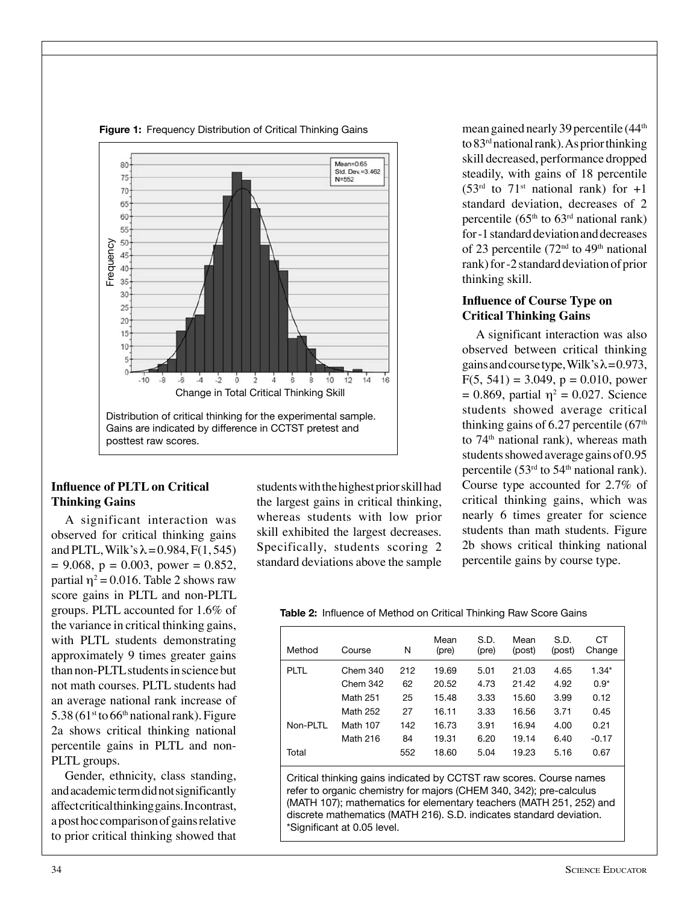**Figure 1:** Frequency Distribution of Critical Thinking Gains

Distribution of critical thinking for the experimental sample. Gains are indicated by difference in CCTST pretest and posttest raw scores.

### Influence of PLTL on Critical Thinking Gains

A significant interaction was observed for critical thinking gains and PLTL, Wilk's $\lambda = 0.984$, $F(1, 545) = 9.068$, $p = 0.003$, power = 0.852, partial $\eta^2 = 0.016$. Table 2 shows raw score gains in PLTL and non-PLTL groups. PLTL accounted for 1.6% of the variance in critical thinking gains, with PLTL students demonstrating approximately 9 times greater gains than non-PLTL students in science but not math courses. PLTL students had an average national rank increase of 5.38 (61st to 66th national rank). Figure 2a shows critical thinking national percentile gains in PLTL and non-PLTL groups.

Gender, ethnicity, class standing, and academic term did not significantly affect critical thinking gains. In contrast, a post hoc comparison of gains relative to prior critical thinking showed that students with the highest prior skill had the largest gains in critical thinking, whereas students with low prior skill exhibited the largest decreases. Specifically, students scoring 2 standard deviations above the sample mean gained nearly 39 percentile (44th to 83rd national rank). As prior thinking skill decreased, performance dropped steadily, with gains of 18 percentile (53rd to 71st national rank) for +1 standard deviation, decreases of 2 percentile (65th to 63rd national rank) for -1 standard deviation and decreases of 23 percentile (72nd to 49th national rank) for -2 standard deviation of prior thinking skill.

### Influence of Course Type on Critical Thinking Gains

A significant interaction was also observed between critical thinking gains and course type, Wilk's $\lambda = 0.973$, $F(5, 541) = 3.049$, $p = 0.010$, power = 0.869, partial $\eta^2 = 0.027$. Science students showed average critical thinking gains of 6.27 percentile (67th to 74th national rank), whereas math students showed average gains of 0.95 percentile (53rd to 54th national rank). Course type accounted for 2.7% of critical thinking gains, which was nearly 6 times greater for science students than math students. Figure 2b shows critical thinking national percentile gains by course type.

**Table 2:** Influence of Method on Critical Thinking Raw Score Gains

| Method | Course | N | Mean (pre) | S.D. (pre) | Mean (post) | S.D. (post) | CT Change |
|---|---|---|---|---|---|---|---|
| PLTL | Chem 340 | 212 | 19.69 | 5.01 | 21.03 | 4.65 | 1.34* |
| | Chem 342 | 62 | 20.52 | 4.73 | 21.42 | 4.92 | 0.9* |
| | Math 251 | 25 | 15.48 | 3.33 | 15.60 | 3.99 | 0.12 |
| | Math 252 | 27 | 16.11 | 3.33 | 16.56 | 3.71 | 0.45 |
| Non-PLTL | Math 107 | 142 | 16.73 | 3.91 | 16.94 | 4.00 | 0.21 |
| | Math 216 | 84 | 19.31 | 6.20 | 19.14 | 6.40 | -0.17 |
| Total | | 552 | 18.60 | 5.04 | 19.23 | 5.16 | 0.67 |

Critical thinking gains indicated by CCTST raw scores. Course names refer to organic chemistry for majors (CHEM 340, 342); pre-calculus (MATH 107); mathematics for elementary teachers (MATH 251, 252) and discrete mathematics (MATH 216). S.D. indicates standard deviation. *Significant at 0.05 level.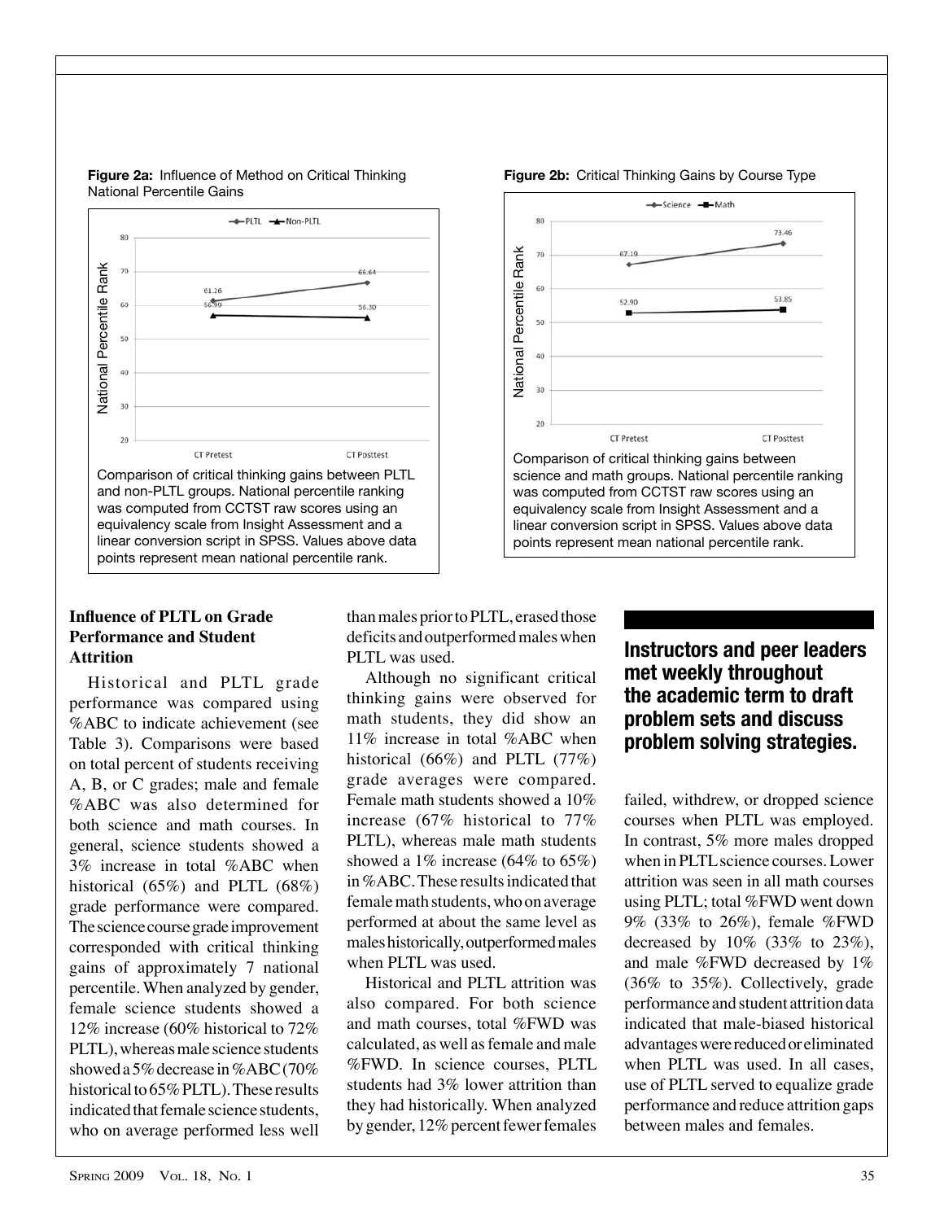**Figure 2a:** Influence of Method on Critical Thinking National Percentile Gains

Comparison of critical thinking gains between PLTL and non-PLTL groups. National percentile ranking was computed from CCTST raw scores using an equivalency scale from Insight Assessment and a linear conversion script in SPSS. Values above data points represent mean national percentile rank.

**Figure 2b:** Critical Thinking Gains by Course Type

Comparison of critical thinking gains between science and math groups. National percentile ranking was computed from CCTST raw scores using an equivalency scale from Insight Assessment and a linear conversion script in SPSS. Values above data points represent mean national percentile rank.

### Influence of PLTL on Grade Performance and Student Attrition

Historical and PLTL grade performance was compared using %ABC to indicate achievement (see Table 3). Comparisons were based on total percent of students receiving A, B, or C grades; male and female %ABC was also determined for both science and math courses. In general, science students showed a 3% increase in total %ABC when historical (65%) and PLTL (68%) grade performance were compared. The science course grade improvement corresponded with critical thinking gains of approximately 7 national percentile. When analyzed by gender, female science students showed a 12% increase (60% historical to 72% PLTL), whereas male science students showed a 5% decrease in %ABC (70% historical to 65% PLTL). These results indicated that female science students, who on average performed less well than males prior to PLTL, erased those deficits and outperformed males when PLTL was used.

Although no significant critical thinking gains were observed for math students, they did show an 11% increase in total %ABC when historical (66%) and PLTL (77%) grade averages were compared. Female math students showed a 10% increase (67% historical to 77% PLTL), whereas male math students showed a 1% increase (64% to 65%) in %ABC. These results indicated that female math students, who on average performed at about the same level as males historically, outperformed males when PLTL was used.

Historical and PLTL attrition was also compared. For both science and math courses, total %FWD was calculated, as well as female and male %FWD. In science courses, PLTL students had 3% lower attrition than they had historically. When analyzed by gender, 12% percent fewer females failed, withdrew, or dropped science courses when PLTL was employed. In contrast, 5% more males dropped when in PLTL science courses. Lower attrition was seen in all math courses using PLTL; total %FWD went down 9% (33% to 26%), female %FWD decreased by 10% (33% to 23%), and male %FWD decreased by 1% (36% to 35%). Collectively, grade performance and student attrition data indicated that male-biased historical advantages were reduced or eliminated when PLTL was used. In all cases, use of PLTL served to equalize grade performance and reduce attrition gaps between males and females.

**Instructors and peer leaders met weekly throughout the academic term to draft problem sets and discuss problem solving strategies.**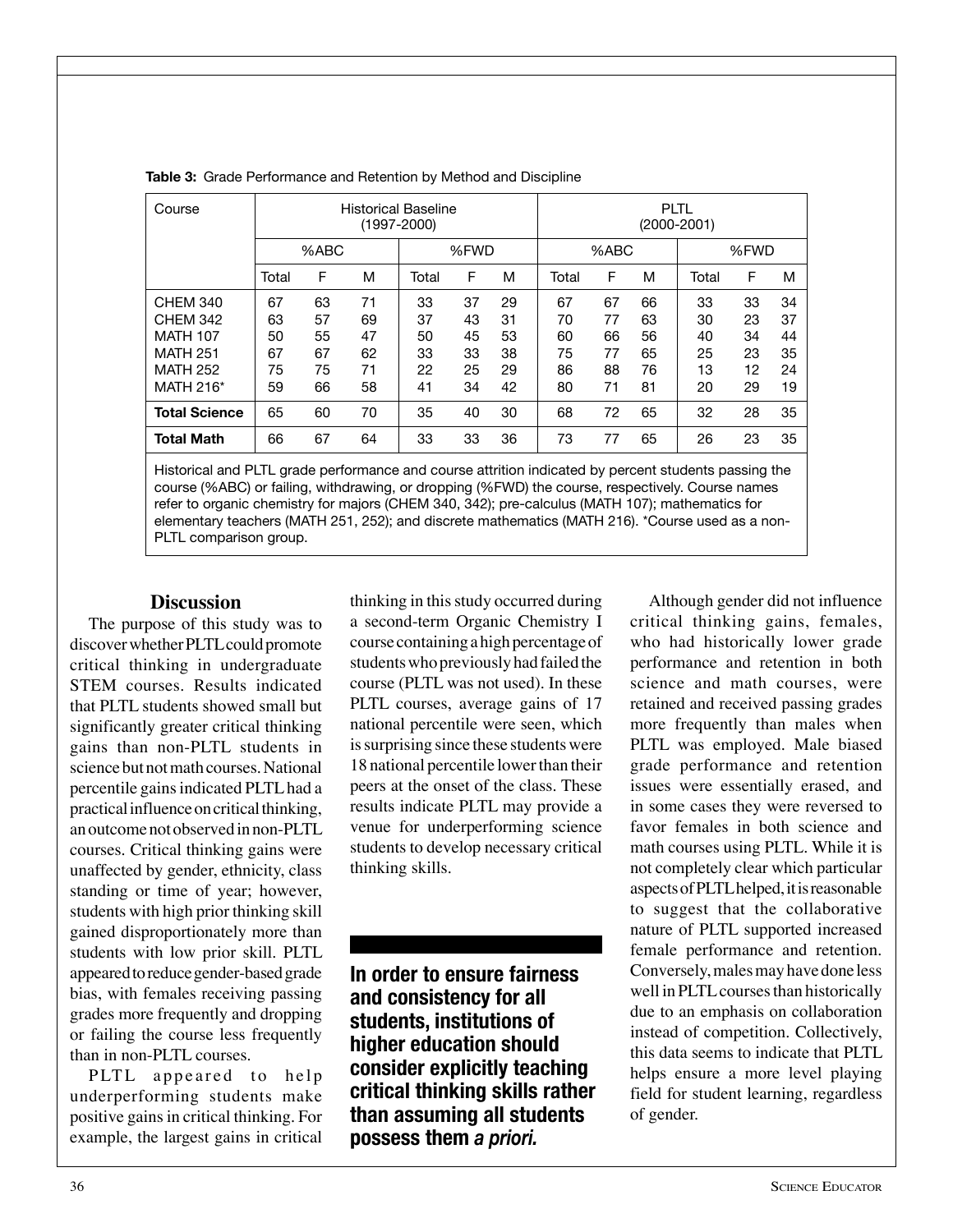**Table 3:** Grade Performance and Retention by Method and Discipline

| Course | Historical Baseline (1997-2000) | | | | | | PLTL (2000-2001) | | | | | |
|---|---|---|---|---|---|---|---|---|---|---|---|---|
| | %ABC | | | %FWD | | | %ABC | | | %FWD | | |
| | Total | F | M | Total | F | M | Total | F | M | Total | F | M |
| CHEM 340 | 67 | 63 | 71 | 33 | 37 | 29 | 67 | 67 | 66 | 33 | 33 | 34 |
| CHEM 342 | 63 | 57 | 69 | 37 | 43 | 31 | 70 | 77 | 63 | 30 | 23 | 37 |
| MATH 107 | 50 | 55 | 47 | 50 | 45 | 53 | 60 | 66 | 56 | 40 | 34 | 44 |
| MATH 251 | 67 | 67 | 62 | 33 | 33 | 38 | 75 | 77 | 65 | 25 | 23 | 35 |
| MATH 252 | 75 | 75 | 71 | 22 | 25 | 29 | 86 | 88 | 76 | 13 | 12 | 24 |
| MATH 216* | 59 | 66 | 58 | 41 | 34 | 42 | 80 | 71 | 81 | 20 | 29 | 19 |
| **Total Science** | 65 | 60 | 70 | 35 | 40 | 30 | 68 | 72 | 65 | 32 | 28 | 35 |
| **Total Math** | 66 | 67 | 64 | 33 | 33 | 36 | 73 | 77 | 65 | 26 | 23 | 35 |

Historical and PLTL grade performance and course attrition indicated by percent students passing the course (%ABC) or failing, withdrawing, or dropping (%FWD) the course, respectively. Course names refer to organic chemistry for majors (CHEM 340, 342); pre-calculus (MATH 107); mathematics for elementary teachers (MATH 251, 252); and discrete mathematics (MATH 216). *Course used as a non-PLTL comparison group.

## Discussion

The purpose of this study was to discover whether PLTL could promote critical thinking in undergraduate STEM courses. Results indicated that PLTL students showed small but significantly greater critical thinking gains than non-PLTL students in science but not math courses. National percentile gains indicated PLTL had a practical influence on critical thinking, an outcome not observed in non-PLTL courses. Critical thinking gains were unaffected by gender, ethnicity, class standing or time of year; however, students with high prior thinking skill gained disproportionately more than students with low prior skill. PLTL appeared to reduce gender-based grade bias, with females receiving passing grades more frequently and dropping or failing the course less frequently than in non-PLTL courses.

PLTL appeared to help underperforming students make positive gains in critical thinking. For example, the largest gains in critical thinking in this study occurred during a second-term Organic Chemistry I course containing a high percentage of students who previously had failed the course (PLTL was not used). In these PLTL courses, average gains of 17 national percentile were seen, which is surprising since these students were 18 national percentile lower than their peers at the onset of the class. These results indicate PLTL may provide a venue for underperforming science students to develop necessary critical thinking skills.

**In order to ensure fairness and consistency for all students, institutions of higher education should consider explicitly teaching critical thinking skills rather than assuming all students possess them *a priori.***

Although gender did not influence critical thinking gains, females, who had historically lower grade performance and retention in both science and math courses, were retained and received passing grades more frequently than males when PLTL was employed. Male biased grade performance and retention issues were essentially erased, and in some cases they were reversed to favor females in both science and math courses using PLTL. While it is not completely clear which particular aspects of PLTL helped, it is reasonable to suggest that the collaborative nature of PLTL supported increased female performance and retention. Conversely, males may have done less well in PLTL courses than historically due to an emphasis on collaboration instead of competition. Collectively, this data seems to indicate that PLTL helps ensure a more level playing field for student learning, regardless of gender.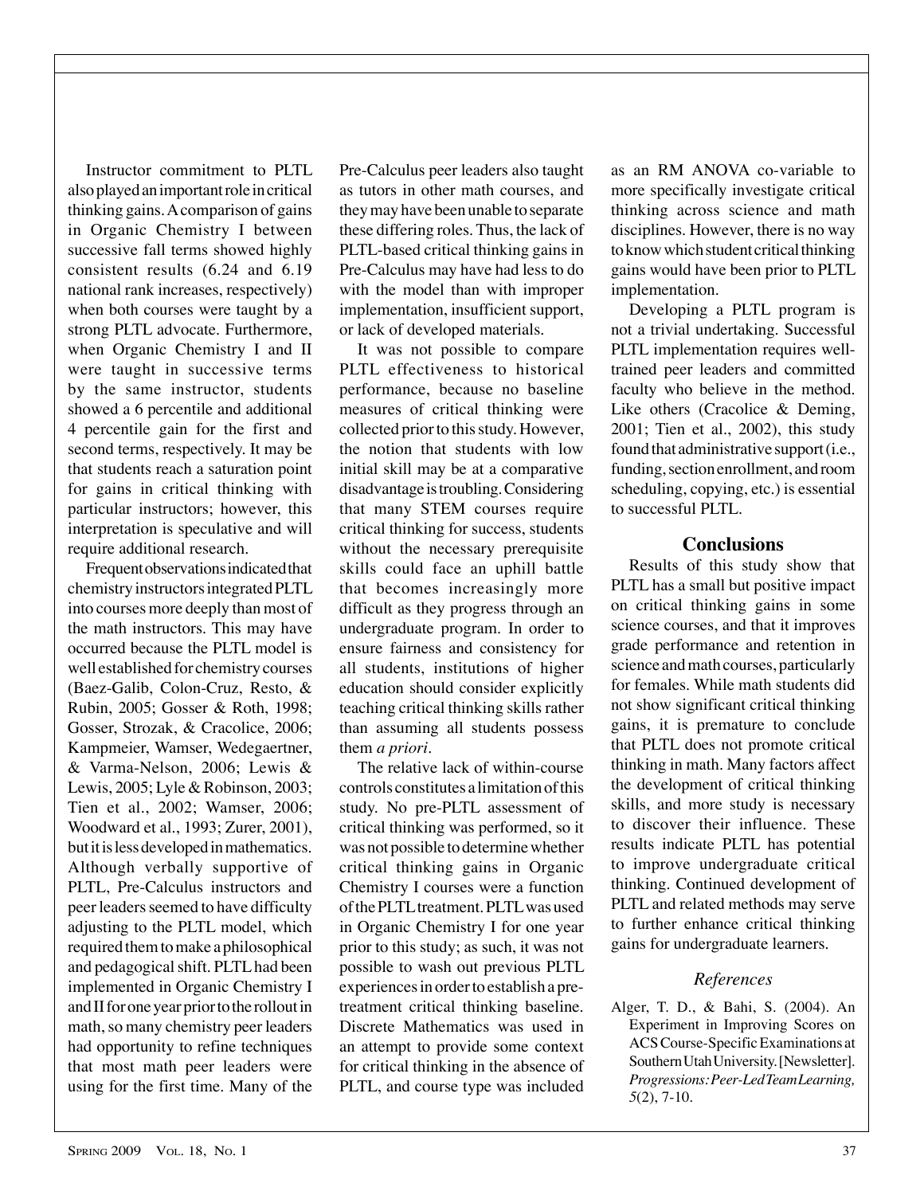Instructor commitment to PLTL also played an important role in critical thinking gains. A comparison of gains in Organic Chemistry I between successive fall terms showed highly consistent results (6.24 and 6.19 national rank increases, respectively) when both courses were taught by a strong PLTL advocate. Furthermore, when Organic Chemistry I and II were taught in successive terms by the same instructor, students showed a 6 percentile and additional 4 percentile gain for the first and second terms, respectively. It may be that students reach a saturation point for gains in critical thinking with particular instructors; however, this interpretation is speculative and will require additional research.

Frequent observations indicated that chemistry instructors integrated PLTL into courses more deeply than most of the math instructors. This may have occurred because the PLTL model is well established for chemistry courses (Baez-Galib, Colon-Cruz, Resto, & Rubin, 2005; Gosser & Roth, 1998; Gosser, Strozak, & Cracolice, 2006; Kampmeier, Wamser, Wedegaertner, & Varma-Nelson, 2006; Lewis & Lewis, 2005; Lyle & Robinson, 2003; Tien et al., 2002; Wamser, 2006; Woodward et al., 1993; Zurer, 2001), but it is less developed in mathematics. Although verbally supportive of PLTL, Pre-Calculus instructors and peer leaders seemed to have difficulty adjusting to the PLTL model, which required them to make a philosophical and pedagogical shift. PLTL had been implemented in Organic Chemistry I and II for one year prior to the rollout in math, so many chemistry peer leaders had opportunity to refine techniques that most math peer leaders were using for the first time. Many of the Pre-Calculus peer leaders also taught as tutors in other math courses, and they may have been unable to separate these differing roles. Thus, the lack of PLTL-based critical thinking gains in Pre-Calculus may have had less to do with the model than with improper implementation, insufficient support, or lack of developed materials.

It was not possible to compare PLTL effectiveness to historical performance, because no baseline measures of critical thinking were collected prior to this study. However, the notion that students with low initial skill may be at a comparative disadvantage is troubling. Considering that many STEM courses require critical thinking for success, students without the necessary prerequisite skills could face an uphill battle that becomes increasingly more difficult as they progress through an undergraduate program. In order to ensure fairness and consistency for all students, institutions of higher education should consider explicitly teaching critical thinking skills rather than assuming all students possess them *a priori*.

The relative lack of within-course controls constitutes a limitation of this study. No pre-PLTL assessment of critical thinking was performed, so it was not possible to determine whether critical thinking gains in Organic Chemistry I courses were a function of the PLTL treatment. PLTL was used in Organic Chemistry I for one year prior to this study; as such, it was not possible to wash out previous PLTL experiences in order to establish a pre-treatment critical thinking baseline. Discrete Mathematics was used in an attempt to provide some context for critical thinking in the absence of PLTL, and course type was included as an RM ANOVA co-variable to more specifically investigate critical thinking across science and math disciplines. However, there is no way to know which student critical thinking gains would have been prior to PLTL implementation.

Developing a PLTL program is not a trivial undertaking. Successful PLTL implementation requires well-trained peer leaders and committed faculty who believe in the method. Like others (Cracolice & Deming, 2001; Tien et al., 2002), this study found that administrative support (i.e., funding, section enrollment, and room scheduling, copying, etc.) is essential to successful PLTL.

## Conclusions

Results of this study show that PLTL has a small but positive impact on critical thinking gains in some science courses, and that it improves grade performance and retention in science and math courses, particularly for females. While math students did not show significant critical thinking gains, it is premature to conclude that PLTL does not promote critical thinking in math. Many factors affect the development of critical thinking skills, and more study is necessary to discover their influence. These results indicate PLTL has potential to improve undergraduate critical thinking. Continued development of PLTL and related methods may serve to further enhance critical thinking gains for undergraduate learners.

### *References*

Alger, T. D., & Bahi, S. (2004). An Experiment in Improving Scores on ACS Course-Specific Examinations at Southern Utah University. [Newsletter]. *Progressions: Peer-Led Team Learning, 5*(2), 7-10.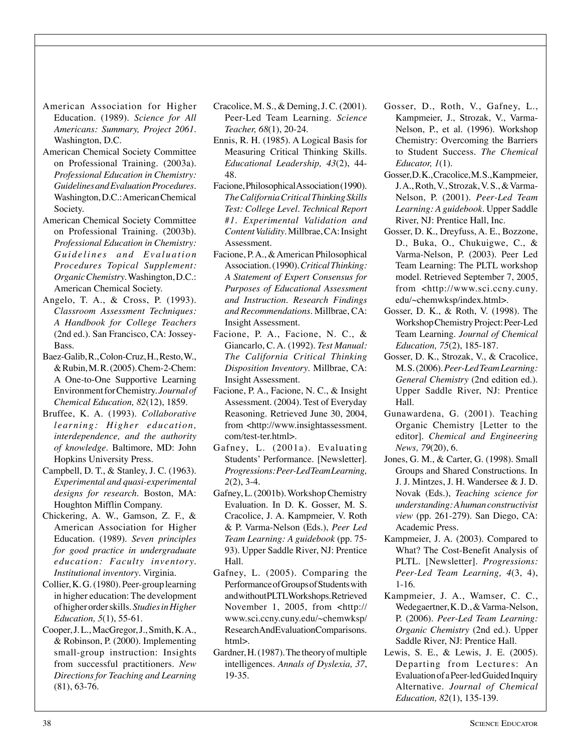American Association for Higher Education. (1989). *Science for All Americans: Summary, Project 2061*. Washington, D.C.

American Chemical Society Committee on Professional Training. (2003a). *Professional Education in Chemistry: Guidelines and Evaluation Procedures*. Washington, D.C.: American Chemical Society.

American Chemical Society Committee on Professional Training. (2003b). *Professional Education in Chemistry: Guidelines and Evaluation Procedures Topical Supplement: Organic Chemistry*. Washington, D.C.: American Chemical Society.

Angelo, T. A., & Cross, P. (1993). *Classroom Assessment Techniques: A Handbook for College Teachers* (2nd ed.). San Francisco, CA: Jossey-Bass.

Baez-Galib, R., Colon-Cruz, H., Resto, W., & Rubin, M. R. (2005). Chem-2-Chem: A One-to-One Supportive Learning Environment for Chemistry. *Journal of Chemical Education, 82*(12), 1859.

Bruffee, K. A. (1993). *Collaborative learning: Higher education, interdependence, and the authority of knowledge*. Baltimore, MD: John Hopkins University Press.

Campbell, D. T., & Stanley, J. C. (1963). *Experimental and quasi-experimental designs for research*. Boston, MA: Houghton Mifflin Company.

Chickering, A. W., Gamson, Z. F., & American Association for Higher Education. (1989). *Seven principles for good practice in undergraduate education: Faculty inventory. Institutional inventory*. Virginia.

Collier, K. G. (1980). Peer-group learning in higher education: The development of higher order skills. *Studies in Higher Education, 5*(1), 55-61.

Cooper, J. L., MacGregor, J., Smith, K. A., & Robinson, P. (2000). Implementing small-group instruction: Insights from successful practitioners. *New Directions for Teaching and Learning* (81), 63-76.

Cracolice, M. S., & Deming, J. C. (2001). Peer-Led Team Learning. *Science Teacher, 68*(1), 20-24.

Ennis, R. H. (1985). A Logical Basis for Measuring Critical Thinking Skills. *Educational Leadership, 43*(2), 44-48.

Facione, Philosophical Association (1990). *The California Critical Thinking Skills Test: College Level. Technical Report #1. Experimental Validation and Content Validity*. Millbrae, CA: Insight Assessment.

Facione, P. A., & American Philosophical Association. (1990). *Critical Thinking: A Statement of Expert Consensus for Purposes of Educational Assessment and Instruction. Research Findings and Recommendations*. Millbrae, CA: Insight Assessment.

Facione, P. A., Facione, N. C., & Giancarlo, C. A. (1992). *Test Manual: The California Critical Thinking Disposition Inventory*. Millbrae, CA: Insight Assessment.

Facione, P. A., Facione, N. C., & Insight Assessment. (2004). Test of Everyday Reasoning. Retrieved June 30, 2004, from <http://www.insightassessment.com/test-ter.html>.

Gafney, L. (2001a). Evaluating Students' Performance. [Newsletter]. *Progressions: Peer-Led Team Learning, 2*(2), 3-4.

Gafney, L. (2001b). Workshop Chemistry Evaluation. In D. K. Gosser, M. S. Cracolice, J. A. Kampmeier, V. Roth & P. Varma-Nelson (Eds.), *Peer Led Team Learning: A guidebook* (pp. 75-93). Upper Saddle River, NJ: Prentice Hall.

Gafney, L. (2005). Comparing the Performance of Groups of Students with and without PLTL Workshops. Retrieved November 1, 2005, from <http://www.sci.ccny.cuny.edu/~chemwksp/ResearchAndEvaluationComparisons.html>.

Gardner, H. (1987). The theory of multiple intelligences. *Annals of Dyslexia, 37*, 19-35.

Gosser, D., Roth, V., Gafney, L., Kampmeier, J., Strozak, V., Varma-Nelson, P., et al. (1996). Workshop Chemistry: Overcoming the Barriers to Student Success. *The Chemical Educator, 1*(1).

Gosser, D. K., Cracolice, M. S., Kampmeier, J. A., Roth, V., Strozak, V. S., & Varma-Nelson, P. (2001). *Peer-Led Team Learning: A guidebook*. Upper Saddle River, NJ: Prentice Hall, Inc.

Gosser, D. K., Dreyfuss, A. E., Bozzone, D., Buka, O., Chukuigwe, C., & Varma-Nelson, P. (2003). Peer Led Team Learning: The PLTL workshop model. Retrieved September 7, 2005, from <http://www.sci.ccny.cuny.edu/~chemwksp/index.html>.

Gosser, D. K., & Roth, V. (1998). The Workshop Chemistry Project: Peer-Led Team Learning. *Journal of Chemical Education, 75*(2), 185-187.

Gosser, D. K., Strozak, V., & Cracolice, M. S. (2006). *Peer-Led Team Learning: General Chemistry* (2nd edition ed.). Upper Saddle River, NJ: Prentice Hall.

Gunawardena, G. (2001). Teaching Organic Chemistry [Letter to the editor]. *Chemical and Engineering News, 79*(20), 6.

Jones, G. M., & Carter, G. (1998). Small Groups and Shared Constructions. In J. J. Mintzes, J. H. Wandersee & J. D. Novak (Eds.), *Teaching science for understanding: A human constructivist view* (pp. 261-279). San Diego, CA: Academic Press.

Kampmeier, J. A. (2003). Compared to What? The Cost-Benefit Analysis of PLTL. [Newsletter]. *Progressions: Peer-Led Team Learning, 4*(3, 4), 1-16.

Kampmeier, J. A., Wamser, C. C., Wedegaertner, K. D., & Varma-Nelson, P. (2006). *Peer-Led Team Learning: Organic Chemistry* (2nd ed.). Upper Saddle River, NJ: Prentice Hall.

Lewis, S. E., & Lewis, J. E. (2005). Departing from Lectures: An Evaluation of a Peer-led Guided Inquiry Alternative. *Journal of Chemical Education, 82*(1), 135-139.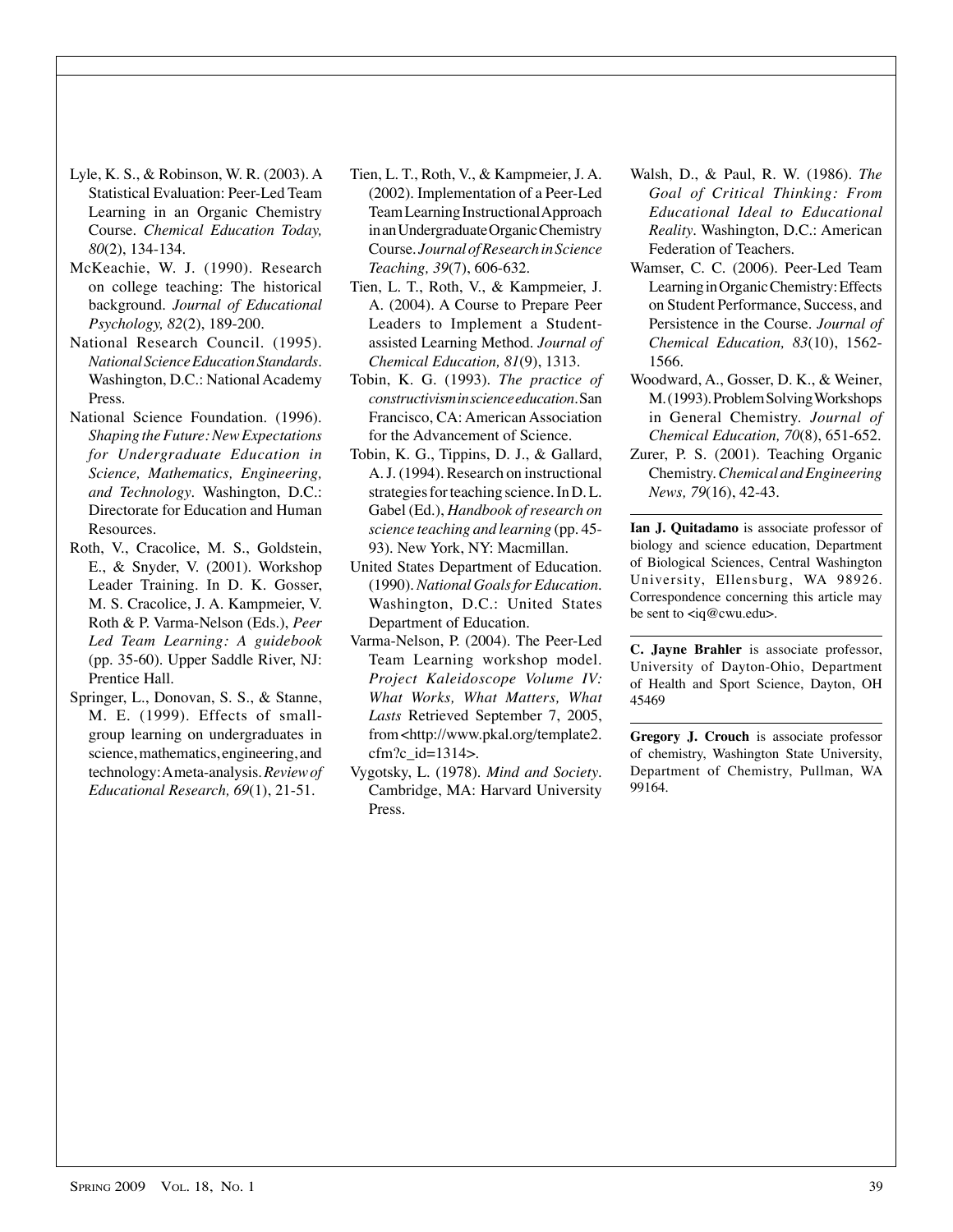Lyle, K. S., & Robinson, W. R. (2003). A Statistical Evaluation: Peer-Led Team Learning in an Organic Chemistry Course. *Chemical Education Today, 80*(2), 134-134.

McKeachie, W. J. (1990). Research on college teaching: The historical background. *Journal of Educational Psychology, 82*(2), 189-200.

National Research Council. (1995). *National Science Education Standards*. Washington, D.C.: National Academy Press.

National Science Foundation. (1996). *Shaping the Future: New Expectations for Undergraduate Education in Science, Mathematics, Engineering, and Technology*. Washington, D.C.: Directorate for Education and Human Resources.

Roth, V., Cracolice, M. S., Goldstein, E., & Snyder, V. (2001). Workshop Leader Training. In D. K. Gosser, M. S. Cracolice, J. A. Kampmeier, V. Roth & P. Varma-Nelson (Eds.), *Peer Led Team Learning: A guidebook* (pp. 35-60). Upper Saddle River, NJ: Prentice Hall.

Springer, L., Donovan, S. S., & Stanne, M. E. (1999). Effects of small-group learning on undergraduates in science, mathematics, engineering, and technology: A meta-analysis. *Review of Educational Research, 69*(1), 21-51.

Tien, L. T., Roth, V., & Kampmeier, J. A. (2002). Implementation of a Peer-Led Team Learning Instructional Approach in an Undergraduate Organic Chemistry Course. *Journal of Research in Science Teaching, 39*(7), 606-632.

Tien, L. T., Roth, V., & Kampmeier, J. A. (2004). A Course to Prepare Peer Leaders to Implement a Student-assisted Learning Method. *Journal of Chemical Education, 81*(9), 1313.

Tobin, K. G. (1993). *The practice of constructivism in science education*. San Francisco, CA: American Association for the Advancement of Science.

Tobin, K. G., Tippins, D. J., & Gallard, A. J. (1994). Research on instructional strategies for teaching science. In D. L. Gabel (Ed.), *Handbook of research on science teaching and learning* (pp. 45-93). New York, NY: Macmillan.

United States Department of Education. (1990). *National Goals for Education*. Washington, D.C.: United States Department of Education.

Varma-Nelson, P. (2004). The Peer-Led Team Learning workshop model. *Project Kaleidoscope Volume IV: What Works, What Matters, What Lasts* Retrieved September 7, 2005, from <http://www.pkal.org/template2.cfm?c_id=1314>.

Vygotsky, L. (1978). *Mind and Society*. Cambridge, MA: Harvard University Press.

Walsh, D., & Paul, R. W. (1986). *The Goal of Critical Thinking: From Educational Ideal to Educational Reality*. Washington, D.C.: American Federation of Teachers.

Wamser, C. C. (2006). Peer-Led Team Learning in Organic Chemistry: Effects on Student Performance, Success, and Persistence in the Course. *Journal of Chemical Education, 83*(10), 1562-1566.

Woodward, A., Gosser, D. K., & Weiner, M. (1993). Problem Solving Workshops in General Chemistry. *Journal of Chemical Education, 70*(8), 651-652.

Zurer, P. S. (2001). Teaching Organic Chemistry. *Chemical and Engineering News, 79*(16), 42-43.

---

**Ian J. Quitadamo** is associate professor of biology and science education, Department of Biological Sciences, Central Washington University, Ellensburg, WA 98926. Correspondence concerning this article may be sent to <iq@cwu.edu>.

---

**C. Jayne Brahler** is associate professor, University of Dayton-Ohio, Department of Health and Sport Science, Dayton, OH 45469

---

**Gregory J. Crouch** is associate professor of chemistry, Washington State University, Department of Chemistry, Pullman, WA 99164.